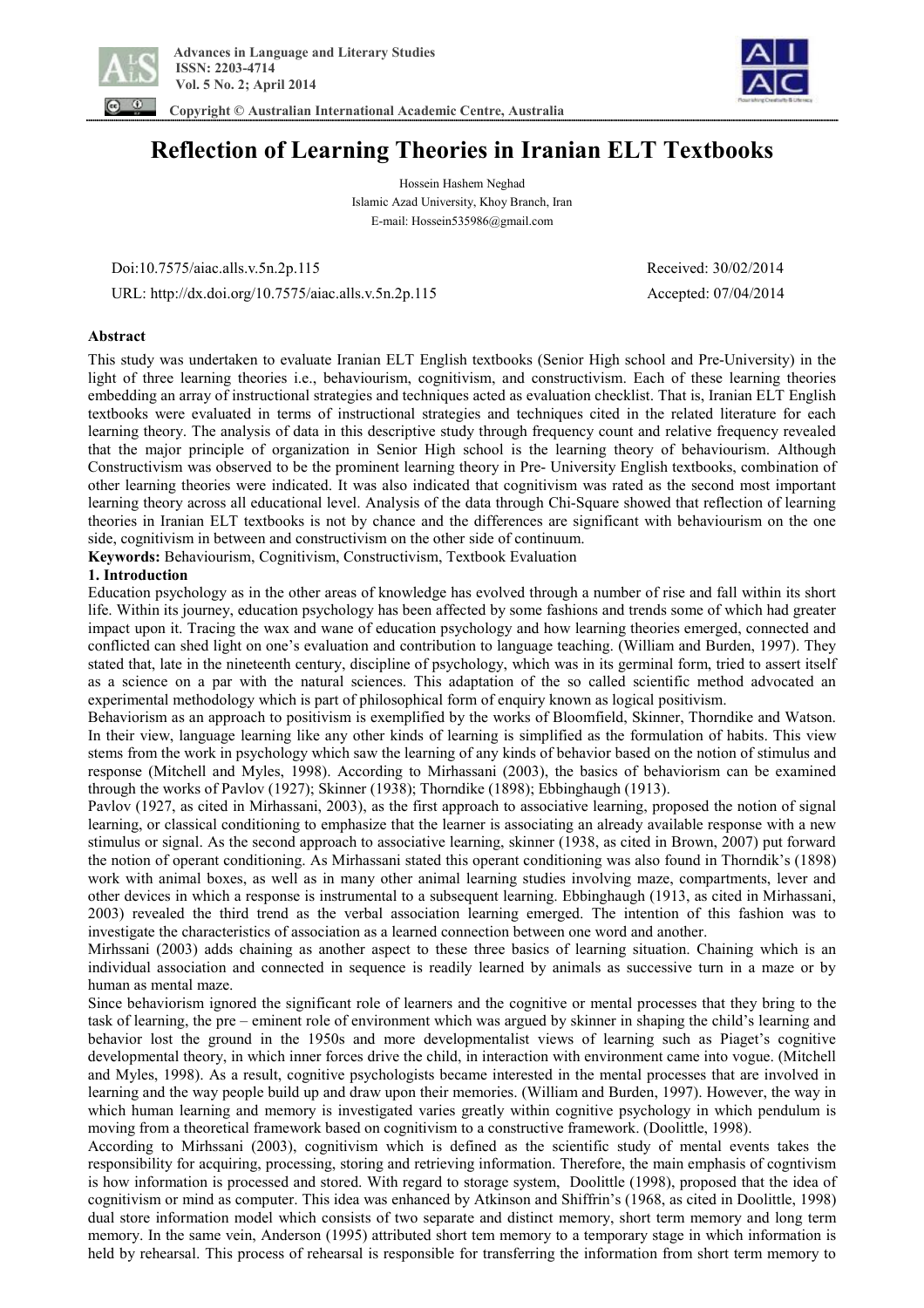# Reflection of Learning Theories in Iranian ELT Textbooks

Hossein Hashem Neghad

Islamic Azad University, Khoy Branch, Iran

E-mail: Hossein535986@gmail.com

Doi:10.7575/aiac.alls.v.5n.2p.115 Received: 30/02/2014

URL: http://dx.doi.org/10.7575/aiac.alls.v.5n.2p.115 Accepted: 07/04/2014

## Abstract

This study was undertaken to evaluate Iranian ELT English textbooks (Senior High school and Pre-University) in the light of three learning theories i.e., behaviourism, cognitivism, and constructivism. Each of these learning theories embedding an array of instructional strategies and techniques acted as evaluation checklist. That is, Iranian ELT English textbooks were evaluated in terms of instructional strategies and techniques cited in the related literature for each learning theory. The analysis of data in this descriptive study through frequency count and relative frequency revealed that the major principle of organization in Senior High school is the learning theory of behaviourism. Although Constructivism was observed to be the prominent learning theory in Pre- University English textbooks, combination of other learning theories were indicated. It was also indicated that cognitivism was rated as the second most important learning theory across all educational level. Analysis of the data through Chi-Square showed that reflection of learning theories in Iranian ELT textbooks is not by chance and the differences are significant with behaviourism on the one side, cognitivism in between and constructivism on the other side of continuum.

**Keywords:** Behaviourism, Cognitivism, Constructivism, Textbook Evaluation

## 1. Introduction

Education psychology as in the other areas of knowledge has evolved through a number of rise and fall within its short life. Within its journey, education psychology has been affected by some fashions and trends some of which had greater impact upon it. Tracing the wax and wane of education psychology and how learning theories emerged, connected and conflicted can shed light on one's evaluation and contribution to language teaching. (William and Burden, 1997). They stated that, late in the nineteenth century, discipline of psychology, which was in its germinal form, tried to assert itself as a science on a par with the natural sciences. This adaptation of the so called scientific method advocated an experimental methodology which is part of philosophical form of enquiry known as logical positivism.

Behaviorism as an approach to positivism is exemplified by the works of Bloomfield, Skinner, Thorndike and Watson. In their view, language learning like any other kinds of learning is simplified as the formulation of habits. This view stems from the work in psychology which saw the learning of any kinds of behavior based on the notion of stimulus and response (Mitchell and Myles, 1998). According to Mirhassani (2003), the basics of behaviorism can be examined through the works of Pavlov (1927); Skinner (1938); Thorndike (1898); Ebbinghaugh (1913).

Pavlov (1927, as cited in Mirhassani, 2003), as the first approach to associative learning, proposed the notion of signal learning, or classical conditioning to emphasize that the learner is associating an already available response with a new stimulus or signal. As the second approach to associative learning, skinner (1938, as cited in Brown, 2007) put forward the notion of operant conditioning. As Mirhassani stated this operant conditioning was also found in Thorndik's (1898) work with animal boxes, as well as in many other animal learning studies involving maze, compartments, lever and other devices in which a response is instrumental to a subsequent learning. Ebbinghaugh (1913, as cited in Mirhassani, 2003) revealed the third trend as the verbal association learning emerged. The intention of this fashion was to investigate the characteristics of association as a learned connection between one word and another.

Mirhssani (2003) adds chaining as another aspect to these three basics of learning situation. Chaining which is an individual association and connected in sequence is readily learned by animals as successive turn in a maze or by human as mental maze.

Since behaviorism ignored the significant role of learners and the cognitive or mental processes that they bring to the task of learning, the pre – eminent role of environment which was argued by skinner in shaping the child's learning and behavior lost the ground in the 1950s and more developmentalist views of learning such as Piaget's cognitive developmental theory, in which inner forces drive the child, in interaction with environment came into vogue. (Mitchell and Myles, 1998). As a result, cognitive psychologists became interested in the mental processes that are involved in learning and the way people build up and draw upon their memories. (William and Burden, 1997). However, the way in which human learning and memory is investigated varies greatly within cognitive psychology in which pendulum is moving from a theoretical framework based on cognitivism to a constructive framework. (Doolittle, 1998).

According to Mirhssani (2003), cognitivism which is defined as the scientific study of mental events takes the responsibility for acquiring, processing, storing and retrieving information. Therefore, the main emphasis of cogntivism is how information is processed and stored. With regard to storage system, Doolittle (1998), proposed that the idea of cognitivism or mind as computer. This idea was enhanced by Atkinson and Shiffrin's (1968, as cited in Doolittle, 1998) dual store information model which consists of two separate and distinct memory, short term memory and long term memory. In the same vein, Anderson (1995) attributed short tem memory to a temporary stage in which information is held by rehearsal. This process of rehearsal is responsible for transferring the information from short term memory to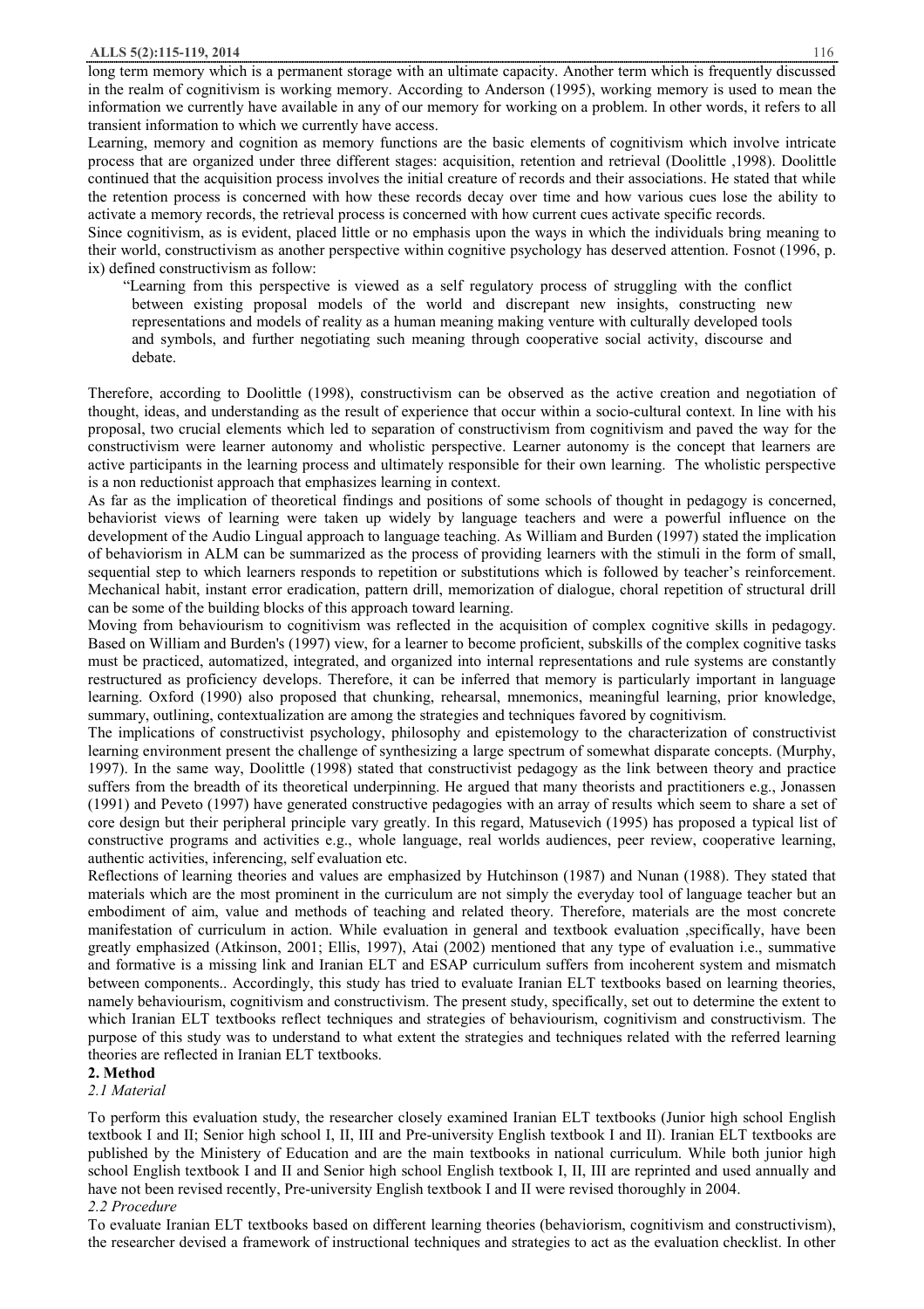long term memory which is a permanent storage with an ultimate capacity. Another term which is frequently discussed in the realm of cognitivism is working memory. According to Anderson (1995), working memory is used to mean the information we currently have available in any of our memory for working on a problem. In other words, it refers to all transient information to which we currently have access.

Learning, memory and cognition as memory functions are the basic elements of cognitivism which involve intricate process that are organized under three different stages: acquisition, retention and retrieval (Doolittle ,1998). Doolittle continued that the acquisition process involves the initial creature of records and their associations. He stated that while the retention process is concerned with how these records decay over time and how various cues lose the ability to activate a memory records, the retrieval process is concerned with how current cues activate specific records.

Since cognitivism, as is evident, placed little or no emphasis upon the ways in which the individuals bring meaning to their world, constructivism as another perspective within cognitive psychology has deserved attention. Fosnot (1996, p. ix) defined constructivism as follow:

> "Learning from this perspective is viewed as a self regulatory process of struggling with the conflict between existing proposal models of the world and discrepant new insights, constructing new representations and models of reality as a human meaning making venture with culturally developed tools and symbols, and further negotiating such meaning through cooperative social activity, discourse and debate.

Therefore, according to Doolittle (1998), constructivism can be observed as the active creation and negotiation of thought, ideas, and understanding as the result of experience that occur within a socio-cultural context. In line with his proposal, two crucial elements which led to separation of constructivism from cognitivism and paved the way for the constructivism were learner autonomy and wholistic perspective. Learner autonomy is the concept that learners are active participants in the learning process and ultimately responsible for their own learning. The wholistic perspective is a non reductionist approach that emphasizes learning in context.

As far as the implication of theoretical findings and positions of some schools of thought in pedagogy is concerned, behaviorist views of learning were taken up widely by language teachers and were a powerful influence on the development of the Audio Lingual approach to language teaching. As William and Burden (1997) stated the implication of behaviorism in ALM can be summarized as the process of providing learners with the stimuli in the form of small, sequential step to which learners responds to repetition or substitutions which is followed by teacher's reinforcement. Mechanical habit, instant error eradication, pattern drill, memorization of dialogue, choral repetition of structural drill can be some of the building blocks of this approach toward learning.

Moving from behaviourism to cognitivism was reflected in the acquisition of complex cognitive skills in pedagogy. Based on William and Burden's (1997) view, for a learner to become proficient, subskills of the complex cognitive tasks must be practiced, automatized, integrated, and organized into internal representations and rule systems are constantly restructured as proficiency develops. Therefore, it can be inferred that memory is particularly important in language learning. Oxford (1990) also proposed that chunking, rehearsal, mnemonics, meaningful learning, prior knowledge, summary, outlining, contextualization are among the strategies and techniques favored by cognitivism.

The implications of constructivist psychology, philosophy and epistemology to the characterization of constructivist learning environment present the challenge of synthesizing a large spectrum of somewhat disparate concepts. (Murphy, 1997). In the same way, Doolittle (1998) stated that constructivist pedagogy as the link between theory and practice suffers from the breadth of its theoretical underpinning. He argued that many theorists and practitioners e.g., Jonassen (1991) and Peveto (1997) have generated constructive pedagogies with an array of results which seem to share a set of core design but their peripheral principle vary greatly. In this regard, Matusevich (1995) has proposed a typical list of constructive programs and activities e.g., whole language, real worlds audiences, peer review, cooperative learning, authentic activities, inferencing, self evaluation etc.

Reflections of learning theories and values are emphasized by Hutchinson (1987) and Nunan (1988). They stated that materials which are the most prominent in the curriculum are not simply the everyday tool of language teacher but an embodiment of aim, value and methods of teaching and related theory. Therefore, materials are the most concrete manifestation of curriculum in action. While evaluation in general and textbook evaluation ,specifically, have been greatly emphasized (Atkinson, 2001; Ellis, 1997), Atai (2002) mentioned that any type of evaluation i.e., summative and formative is a missing link and Iranian ELT and ESAP curriculum suffers from incoherent system and mismatch between components.. Accordingly, this study has tried to evaluate Iranian ELT textbooks based on learning theories, namely behaviourism, cognitivism and constructivism. The present study, specifically, set out to determine the extent to which Iranian ELT textbooks reflect techniques and strategies of behaviourism, cognitivism and constructivism. The purpose of this study was to understand to what extent the strategies and techniques related with the referred learning theories are reflected in Iranian ELT textbooks.

## 2. Method

### *2.1 Material*

To perform this evaluation study, the researcher closely examined Iranian ELT textbooks (Junior high school English textbook I and II; Senior high school I, II, III and Pre-university English textbook I and II). Iranian ELT textbooks are published by the Ministery of Education and are the main textbooks in national curriculum. While both junior high school English textbook I and II and Senior high school English textbook I, II, III are reprinted and used annually and have not been revised recently, Pre-university English textbook I and II were revised thoroughly in 2004.

### *2.2 Procedure*

To evaluate Iranian ELT textbooks based on different learning theories (behaviorism, cognitivism and constructivism), the researcher devised a framework of instructional techniques and strategies to act as the evaluation checklist. In other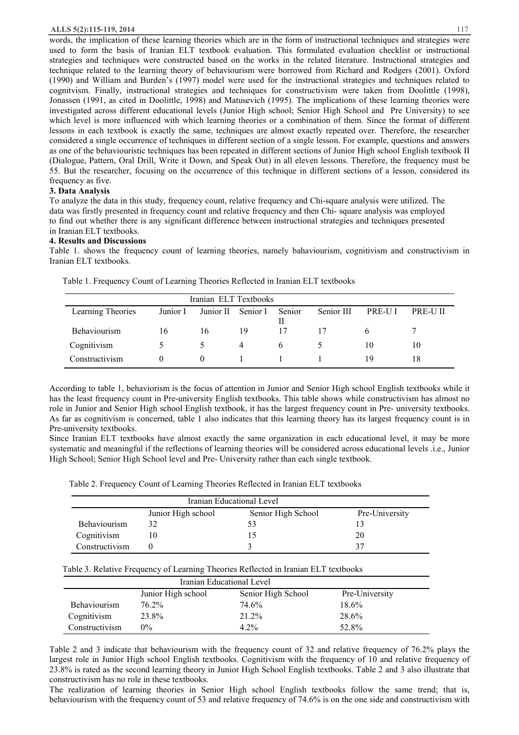words, the implication of these learning theories which are in the form of instructional techniques and strategies were used to form the basis of Iranian ELT textbook evaluation. This formulated evaluation checklist or instructional strategies and techniques were constructed based on the works in the related literature. Instructional strategies and technique related to the learning theory of behaviourism were borrowed from Richard and Rodgers (2001). Oxford (1990) and William and Burden's (1997) model were used for the instructional strategies and techniques related to cognitvism. Finally, instructional strategies and techniques for constructivism were taken from Doolittle (1998), Jonassen (1991, as cited in Doolittle, 1998) and Matusevich (1995). The implications of these learning theories were investigated across different educational levels (Junior High school; Senior High School and Pre University) to see which level is more influenced with which learning theories or a combination of them. Since the format of different lessons in each textbook is exactly the same, techniques are almost exactly repeated over. Therefore, the researcher considered a single occurrence of techniques in different section of a single lesson. For example, questions and answers as one of the behaviouristic techniques has been repeated in different sections of Junior High school English textbook II (Dialogue, Pattern, Oral Drill, Write it Down, and Speak Out) in all eleven lessons. Therefore, the frequency must be 55. But the researcher, focusing on the occurrence of this technique in different sections of a lesson, considered its frequency as five.

### 3. Data Analysis

To analyze the data in this study, frequency count, relative frequency and Chi-square analysis were utilized. The data was firstly presented in frequency count and relative frequency and then Chi- square analysis was employed to find out whether there is any significant difference between instructional strategies and techniques presented in Iranian ELT textbooks.

### 4. Results and Discussions

Table 1. shows the frequency count of learning theories, namely bahaviourism, cognitivism and constructivism in Iranian ELT textbooks.

Table 1. Frequency Count of Learning Theories Reflected in Iranian ELT textbooks

| | Iranian ELT Textbooks | | | | | | |
|---|---|---|---|---|---|---|---|
| Learning Theories | Junior I | Junior II | Senior I | Senior II | Senior III | PRE-U I | PRE-U II |
| Behaviourism | 16 | 16 | 19 | 17 | 17 | 6 | 7 |
| Cognitivism | 5 | 5 | 4 | 6 | 5 | 10 | 10 |
| Constructivism | 0 | 0 | 1 | 1 | 1 | 19 | 18 |

According to table 1, behaviorism is the focus of attention in Junior and Senior High school English textbooks while it has the least frequency count in Pre-university English textbooks. This table shows while constructivism has almost no role in Junior and Senior High school English textbook, it has the largest frequency count in Pre- university textbooks. As far as cognitivism is concerned, table 1 also indicates that this learning theory has its largest frequency count is in Pre-university textbooks.

Since Iranian ELT textbooks have almost exactly the same organization in each educational level, it may be more systematic and meaningful if the reflections of learning theories will be considered across educational levels .i.e., Junior High School; Senior High School level and Pre- University rather than each single textbook.

Table 2. Frequency Count of Learning Theories Reflected in Iranian ELT textbooks

| | Iranian Educational Level | | |
|---|---|---|---|
| | Junior High school | Senior High School | Pre-University |
| Behaviourism | 32 | 53 | 13 |
| Cognitivism | 10 | 15 | 20 |
| Constructivism | 0 | 3 | 37 |

Table 3. Relative Frequency of Learning Theories Reflected in Iranian ELT textbooks

| | Iranian Educational Level | | |
|---|---|---|---|
| | Junior High school | Senior High School | Pre-University |
| Behaviourism | 76.2% | 74.6% | 18.6% |
| Cognitivism | 23.8% | 21.2% | 28.6% |
| Constructivism | 0% | 4.2% | 52.8% |

Table 2 and 3 indicate that behaviourism with the frequency count of 32 and relative frequency of 76.2% plays the largest role in Junior High school English textbooks. Cognitivism with the frequency of 10 and relative frequency of 23.8% is rated as the second learning theory in Junior High School English textbooks. Table 2 and 3 also illustrate that constructivism has no role in these textbooks.

The realization of learning theories in Senior High school English textbooks follow the same trend; that is, behaviourism with the frequency count of 53 and relative frequency of 74.6% is on the one side and constructivism with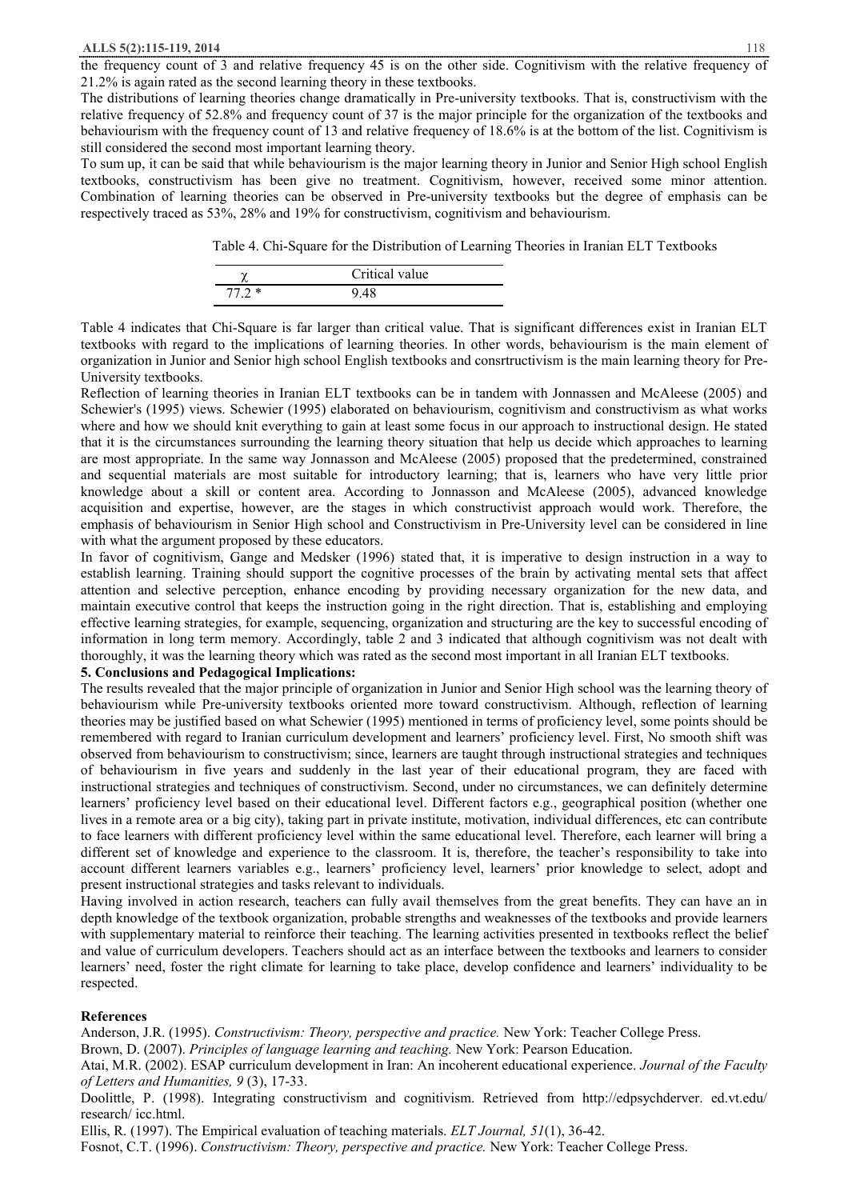the frequency count of 3 and relative frequency 45 is on the other side. Cognitivism with the relative frequency of 21.2% is again rated as the second learning theory in these textbooks.

The distributions of learning theories change dramatically in Pre-university textbooks. That is, constructivism with the relative frequency of 52.8% and frequency count of 37 is the major principle for the organization of the textbooks and behaviourism with the frequency count of 13 and relative frequency of 18.6% is at the bottom of the list. Cognitivism is still considered the second most important learning theory.

To sum up, it can be said that while behaviourism is the major learning theory in Junior and Senior High school English textbooks, constructivism has been give no treatment. Cognitivism, however, received some minor attention. Combination of learning theories can be observed in Pre-university textbooks but the degree of emphasis can be respectively traced as 53%, 28% and 19% for constructivism, cognitivism and behaviourism.

Table 4. Chi-Square for the Distribution of Learning Theories in Iranian ELT Textbooks

| $\chi$ | Critical value |
|---|---|
| 77.2 * | 9.48 |

Table 4 indicates that Chi-Square is far larger than critical value. That is significant differences exist in Iranian ELT textbooks with regard to the implications of learning theories. In other words, behaviourism is the main element of organization in Junior and Senior high school English textbooks and consrtructivism is the main learning theory for Pre-University textbooks.

Reflection of learning theories in Iranian ELT textbooks can be in tandem with Jonnassen and McAleese (2005) and Schewier's (1995) views. Schewier (1995) elaborated on behaviourism, cognitivism and constructivism as what works where and how we should knit everything to gain at least some focus in our approach to instructional design. He stated that it is the circumstances surrounding the learning theory situation that help us decide which approaches to learning are most appropriate. In the same way Jonnasson and McAleese (2005) proposed that the predetermined, constrained and sequential materials are most suitable for introductory learning; that is, learners who have very little prior knowledge about a skill or content area. According to Jonnasson and McAleese (2005), advanced knowledge acquisition and expertise, however, are the stages in which constructivist approach would work. Therefore, the emphasis of behaviourism in Senior High school and Constructivism in Pre-University level can be considered in line with what the argument proposed by these educators.

In favor of cognitivism, Gange and Medsker (1996) stated that, it is imperative to design instruction in a way to establish learning. Training should support the cognitive processes of the brain by activating mental sets that affect attention and selective perception, enhance encoding by providing necessary organization for the new data, and maintain executive control that keeps the instruction going in the right direction. That is, establishing and employing effective learning strategies, for example, sequencing, organization and structuring are the key to successful encoding of information in long term memory. Accordingly, table 2 and 3 indicated that although cognitivism was not dealt with thoroughly, it was the learning theory which was rated as the second most important in all Iranian ELT textbooks.

## 5. Conclusions and Pedagogical Implications:

The results revealed that the major principle of organization in Junior and Senior High school was the learning theory of behaviourism while Pre-university textbooks oriented more toward constructivism. Although, reflection of learning theories may be justified based on what Schewier (1995) mentioned in terms of proficiency level, some points should be remembered with regard to Iranian curriculum development and learners' proficiency level. First, No smooth shift was observed from behaviourism to constructivism; since, learners are taught through instructional strategies and techniques of behaviourism in five years and suddenly in the last year of their educational program, they are faced with instructional strategies and techniques of constructivism. Second, under no circumstances, we can definitely determine learners' proficiency level based on their educational level. Different factors e.g., geographical position (whether one lives in a remote area or a big city), taking part in private institute, motivation, individual differences, etc can contribute to face learners with different proficiency level within the same educational level. Therefore, each learner will bring a different set of knowledge and experience to the classroom. It is, therefore, the teacher's responsibility to take into account different learners variables e.g., learners' proficiency level, learners' prior knowledge to select, adopt and present instructional strategies and tasks relevant to individuals.

Having involved in action research, teachers can fully avail themselves from the great benefits. They can have an in depth knowledge of the textbook organization, probable strengths and weaknesses of the textbooks and provide learners with supplementary material to reinforce their teaching. The learning activities presented in textbooks reflect the belief and value of curriculum developers. Teachers should act as an interface between the textbooks and learners to consider learners' need, foster the right climate for learning to take place, develop confidence and learners' individuality to be respected.

## References

Anderson, J.R. (1995). *Constructivism: Theory, perspective and practice.* New York: Teacher College Press.

Brown, D. (2007). *Principles of language learning and teaching.* New York: Pearson Education.

Atai, M.R. (2002). ESAP curriculum development in Iran: An incoherent educational experience. *Journal of the Faculty of Letters and Humanities, 9* (3), 17-33.

Doolittle, P. (1998). Integrating constructivism and cognitivism. Retrieved from http://edpsychderver. ed.vt.edu/ research/ icc.html.

Ellis, R. (1997). The Empirical evaluation of teaching materials. *ELT Journal, 51*(1), 36-42.

Fosnot, C.T. (1996). *Constructivism: Theory, perspective and practice.* New York: Teacher College Press.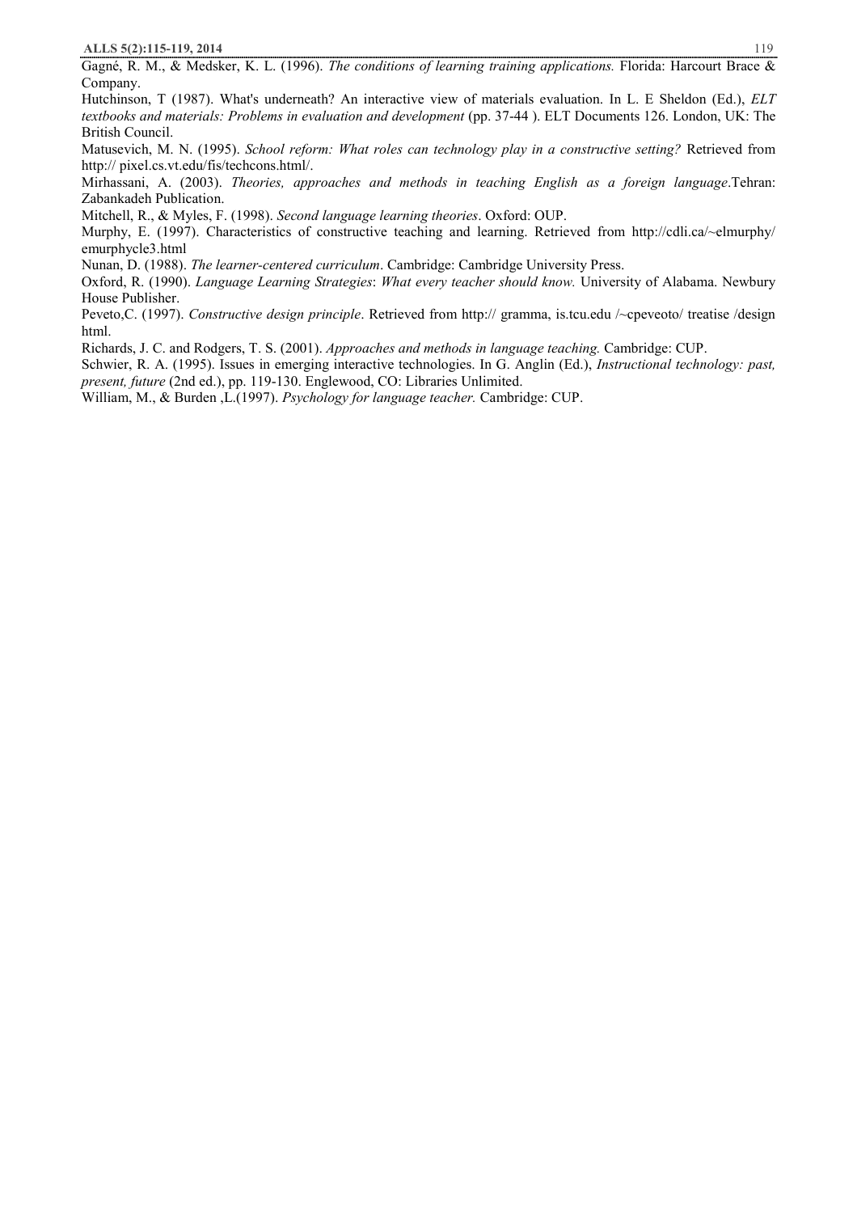Gagné, R. M., & Medsker, K. L. (1996). *The conditions of learning training applications.* Florida: Harcourt Brace & Company.

Hutchinson, T (1987). What's underneath? An interactive view of materials evaluation. In L. E Sheldon (Ed.), *ELT textbooks and materials: Problems in evaluation and development* (pp. 37-44 ). ELT Documents 126. London, UK: The British Council.

Matusevich, M. N. (1995). *School reform: What roles can technology play in a constructive setting?* Retrieved from http:// pixel.cs.vt.edu/fis/techcons.html/.

Mirhassani, A. (2003). *Theories, approaches and methods in teaching English as a foreign language*.Tehran: Zabankadeh Publication.

Mitchell, R., & Myles, F. (1998). *Second language learning theories*. Oxford: OUP.

Murphy, E. (1997). Characteristics of constructive teaching and learning. Retrieved from http://cdli.ca/~elmurphy/ emurphycle3.html

Nunan, D. (1988). *The learner-centered curriculum*. Cambridge: Cambridge University Press.

Oxford, R. (1990). *Language Learning Strategies*: *What every teacher should know.* University of Alabama. Newbury House Publisher.

Peveto,C. (1997). *Constructive design principle*. Retrieved from http:// gramma, is.tcu.edu /~cpeveoto/ treatise /design html.

Richards, J. C. and Rodgers, T. S. (2001). *Approaches and methods in language teaching.* Cambridge: CUP.

Schwier, R. A. (1995). Issues in emerging interactive technologies. In G. Anglin (Ed.), *Instructional technology: past, present, future* (2nd ed.), pp. 119-130. Englewood, CO: Libraries Unlimited.

William, M., & Burden ,L.(1997). *Psychology for language teacher.* Cambridge: CUP.